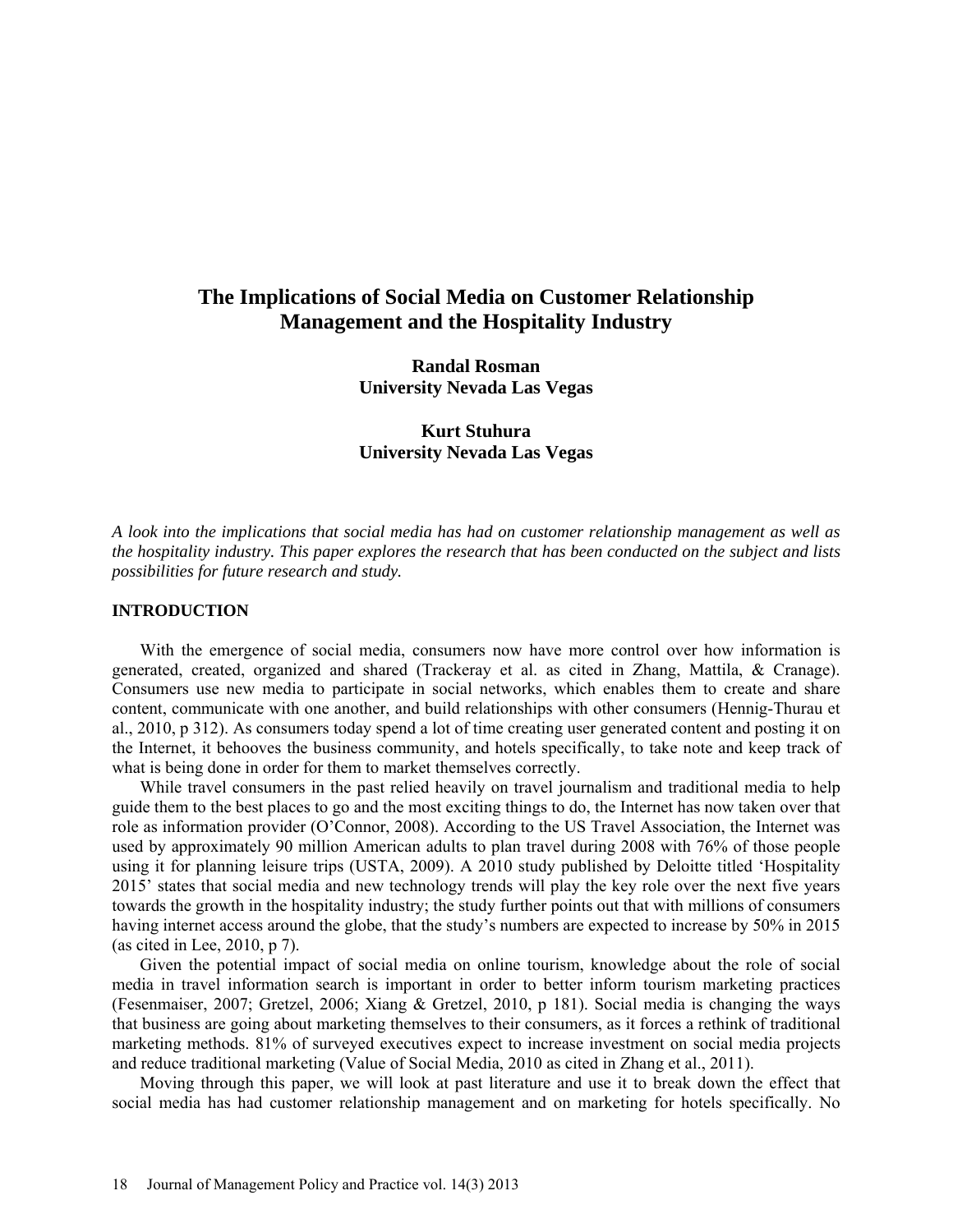# The Implications of Social Media on Customer Relationship Management and the Hospitality Industry

**Randal Rosman**
**University Nevada Las Vegas**

**Kurt Stuhura**
**University Nevada Las Vegas**

*A look into the implications that social media has had on customer relationship management as well as the hospitality industry. This paper explores the research that has been conducted on the subject and lists possibilities for future research and study.*

## INTRODUCTION

With the emergence of social media, consumers now have more control over how information is generated, created, organized and shared (Trackeray et al. as cited in Zhang, Mattila, & Cranage). Consumers use new media to participate in social networks, which enables them to create and share content, communicate with one another, and build relationships with other consumers (Hennig-Thurau et al., 2010, p 312). As consumers today spend a lot of time creating user generated content and posting it on the Internet, it behooves the business community, and hotels specifically, to take note and keep track of what is being done in order for them to market themselves correctly.

While travel consumers in the past relied heavily on travel journalism and traditional media to help guide them to the best places to go and the most exciting things to do, the Internet has now taken over that role as information provider (O'Connor, 2008). According to the US Travel Association, the Internet was used by approximately 90 million American adults to plan travel during 2008 with 76% of those people using it for planning leisure trips (USTA, 2009). A 2010 study published by Deloitte titled 'Hospitality 2015' states that social media and new technology trends will play the key role over the next five years towards the growth in the hospitality industry; the study further points out that with millions of consumers having internet access around the globe, that the study's numbers are expected to increase by 50% in 2015 (as cited in Lee, 2010, p 7).

Given the potential impact of social media on online tourism, knowledge about the role of social media in travel information search is important in order to better inform tourism marketing practices (Fesenmaiser, 2007; Gretzel, 2006; Xiang & Gretzel, 2010, p 181). Social media is changing the ways that business are going about marketing themselves to their consumers, as it forces a rethink of traditional marketing methods. 81% of surveyed executives expect to increase investment on social media projects and reduce traditional marketing (Value of Social Media, 2010 as cited in Zhang et al., 2011).

Moving through this paper, we will look at past literature and use it to break down the effect that social media has had customer relationship management and on marketing for hotels specifically. No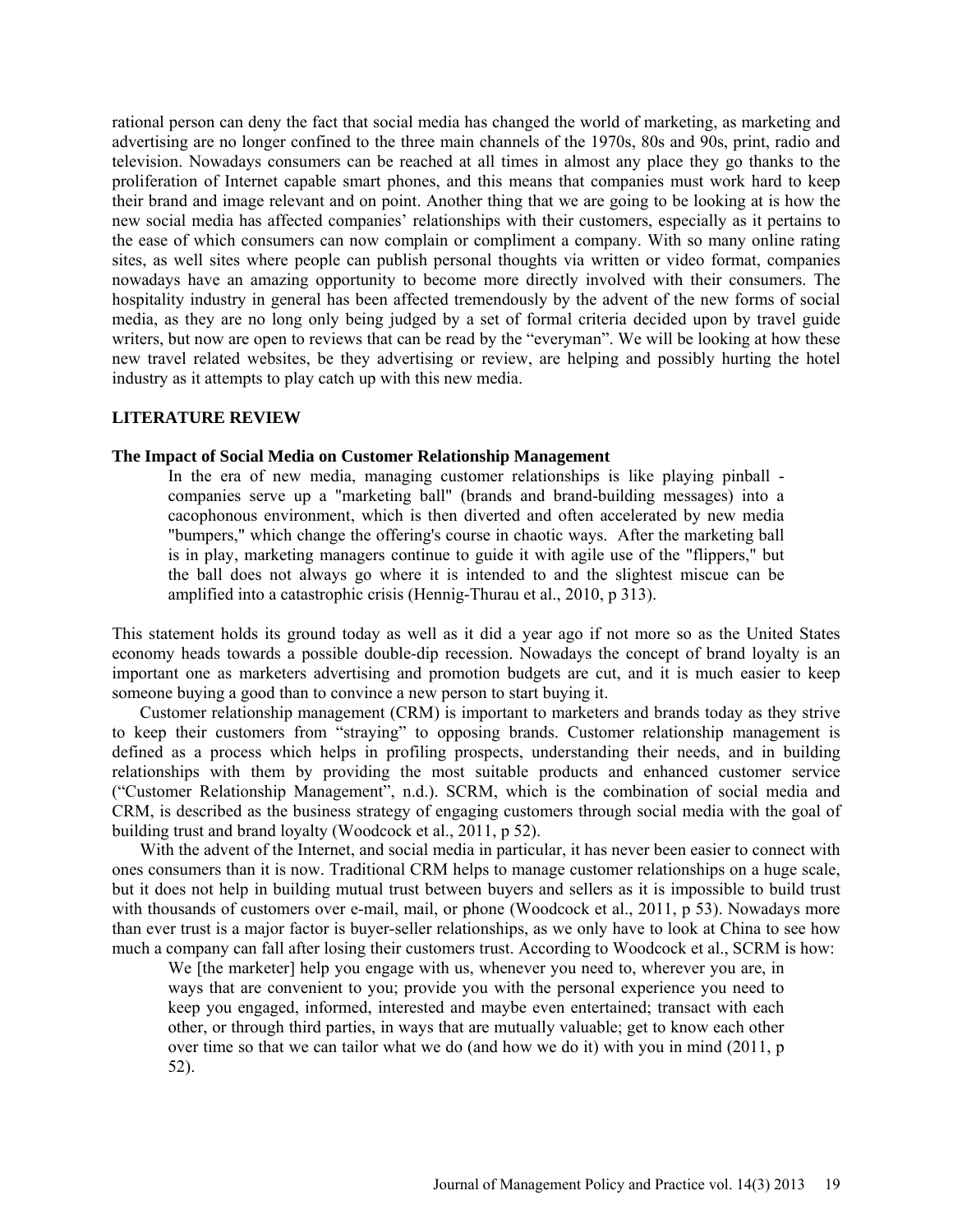rational person can deny the fact that social media has changed the world of marketing, as marketing and advertising are no longer confined to the three main channels of the 1970s, 80s and 90s, print, radio and television. Nowadays consumers can be reached at all times in almost any place they go thanks to the proliferation of Internet capable smart phones, and this means that companies must work hard to keep their brand and image relevant and on point. Another thing that we are going to be looking at is how the new social media has affected companies' relationships with their customers, especially as it pertains to the ease of which consumers can now complain or compliment a company. With so many online rating sites, as well sites where people can publish personal thoughts via written or video format, companies nowadays have an amazing opportunity to become more directly involved with their consumers. The hospitality industry in general has been affected tremendously by the advent of the new forms of social media, as they are no long only being judged by a set of formal criteria decided upon by travel guide writers, but now are open to reviews that can be read by the "everyman". We will be looking at how these new travel related websites, be they advertising or review, are helping and possibly hurting the hotel industry as it attempts to play catch up with this new media.

## LITERATURE REVIEW

### The Impact of Social Media on Customer Relationship Management

> In the era of new media, managing customer relationships is like playing pinball - companies serve up a "marketing ball" (brands and brand-building messages) into a cacophonous environment, which is then diverted and often accelerated by new media "bumpers," which change the offering's course in chaotic ways. After the marketing ball is in play, marketing managers continue to guide it with agile use of the "flippers," but the ball does not always go where it is intended to and the slightest miscue can be amplified into a catastrophic crisis (Hennig-Thurau et al., 2010, p 313).

This statement holds its ground today as well as it did a year ago if not more so as the United States economy heads towards a possible double-dip recession. Nowadays the concept of brand loyalty is an important one as marketers advertising and promotion budgets are cut, and it is much easier to keep someone buying a good than to convince a new person to start buying it.

Customer relationship management (CRM) is important to marketers and brands today as they strive to keep their customers from "straying" to opposing brands. Customer relationship management is defined as a process which helps in profiling prospects, understanding their needs, and in building relationships with them by providing the most suitable products and enhanced customer service ("Customer Relationship Management", n.d.). SCRM, which is the combination of social media and CRM, is described as the business strategy of engaging customers through social media with the goal of building trust and brand loyalty (Woodcock et al., 2011, p 52).

With the advent of the Internet, and social media in particular, it has never been easier to connect with ones consumers than it is now. Traditional CRM helps to manage customer relationships on a huge scale, but it does not help in building mutual trust between buyers and sellers as it is impossible to build trust with thousands of customers over e-mail, mail, or phone (Woodcock et al., 2011, p 53). Nowadays more than ever trust is a major factor is buyer-seller relationships, as we only have to look at China to see how much a company can fall after losing their customers trust. According to Woodcock et al., SCRM is how:

> We [the marketer] help you engage with us, whenever you need to, wherever you are, in ways that are convenient to you; provide you with the personal experience you need to keep you engaged, informed, interested and maybe even entertained; transact with each other, or through third parties, in ways that are mutually valuable; get to know each other over time so that we can tailor what we do (and how we do it) with you in mind (2011, p 52).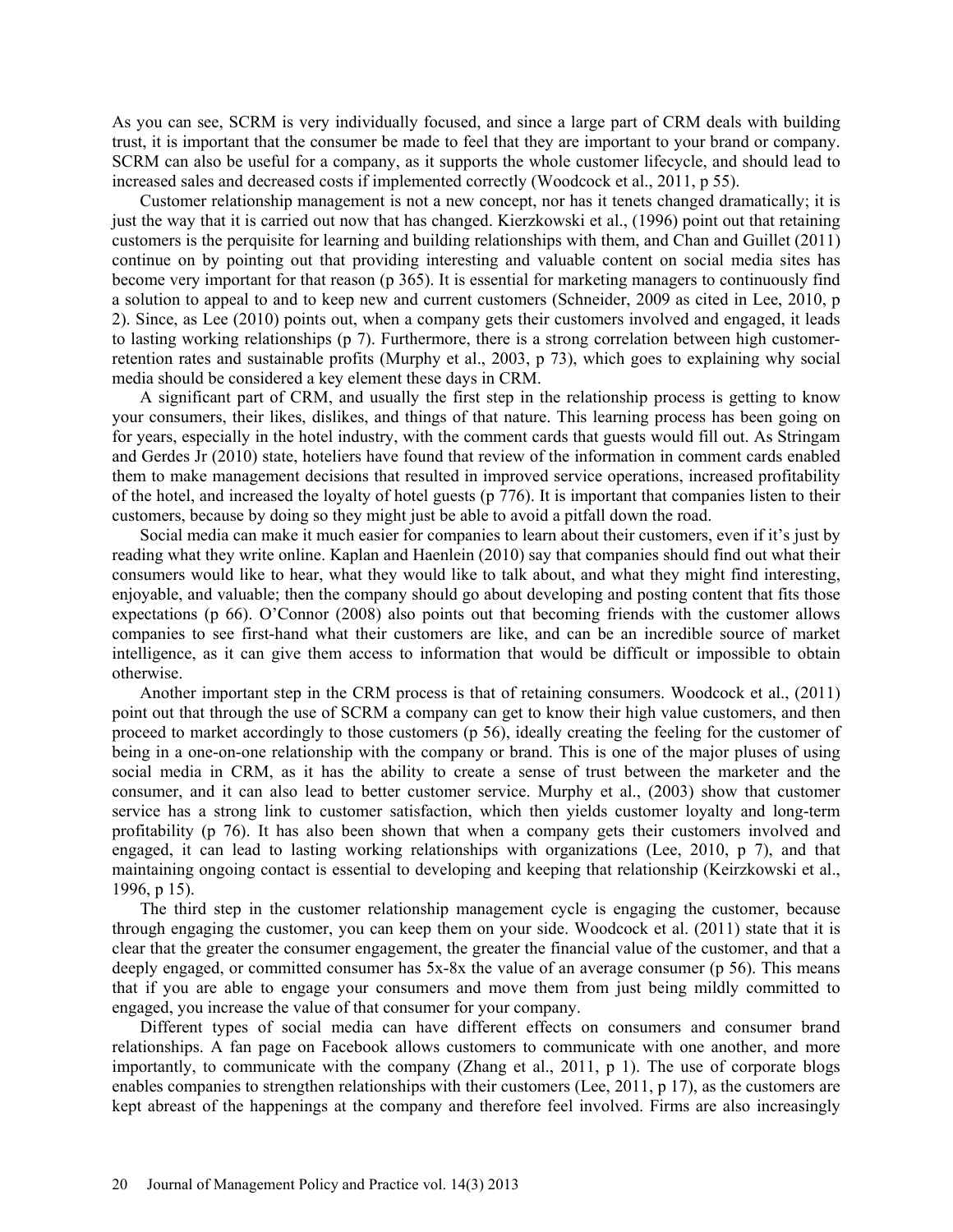As you can see, SCRM is very individually focused, and since a large part of CRM deals with building trust, it is important that the consumer be made to feel that they are important to your brand or company. SCRM can also be useful for a company, as it supports the whole customer lifecycle, and should lead to increased sales and decreased costs if implemented correctly (Woodcock et al., 2011, p 55).

Customer relationship management is not a new concept, nor has it tenets changed dramatically; it is just the way that it is carried out now that has changed. Kierzkowski et al., (1996) point out that retaining customers is the perquisite for learning and building relationships with them, and Chan and Guillet (2011) continue on by pointing out that providing interesting and valuable content on social media sites has become very important for that reason (p 365). It is essential for marketing managers to continuously find a solution to appeal to and to keep new and current customers (Schneider, 2009 as cited in Lee, 2010, p 2). Since, as Lee (2010) points out, when a company gets their customers involved and engaged, it leads to lasting working relationships (p 7). Furthermore, there is a strong correlation between high customer-retention rates and sustainable profits (Murphy et al., 2003, p 73), which goes to explaining why social media should be considered a key element these days in CRM.

A significant part of CRM, and usually the first step in the relationship process is getting to know your consumers, their likes, dislikes, and things of that nature. This learning process has been going on for years, especially in the hotel industry, with the comment cards that guests would fill out. As Stringam and Gerdes Jr (2010) state, hoteliers have found that review of the information in comment cards enabled them to make management decisions that resulted in improved service operations, increased profitability of the hotel, and increased the loyalty of hotel guests (p 776). It is important that companies listen to their customers, because by doing so they might just be able to avoid a pitfall down the road.

Social media can make it much easier for companies to learn about their customers, even if it's just by reading what they write online. Kaplan and Haenlein (2010) say that companies should find out what their consumers would like to hear, what they would like to talk about, and what they might find interesting, enjoyable, and valuable; then the company should go about developing and posting content that fits those expectations (p 66). O'Connor (2008) also points out that becoming friends with the customer allows companies to see first-hand what their customers are like, and can be an incredible source of market intelligence, as it can give them access to information that would be difficult or impossible to obtain otherwise.

Another important step in the CRM process is that of retaining consumers. Woodcock et al., (2011) point out that through the use of SCRM a company can get to know their high value customers, and then proceed to market accordingly to those customers (p 56), ideally creating the feeling for the customer of being in a one-on-one relationship with the company or brand. This is one of the major pluses of using social media in CRM, as it has the ability to create a sense of trust between the marketer and the consumer, and it can also lead to better customer service. Murphy et al., (2003) show that customer service has a strong link to customer satisfaction, which then yields customer loyalty and long-term profitability (p 76). It has also been shown that when a company gets their customers involved and engaged, it can lead to lasting working relationships with organizations (Lee, 2010, p 7), and that maintaining ongoing contact is essential to developing and keeping that relationship (Keirzkowski et al., 1996, p 15).

The third step in the customer relationship management cycle is engaging the customer, because through engaging the customer, you can keep them on your side. Woodcock et al. (2011) state that it is clear that the greater the consumer engagement, the greater the financial value of the customer, and that a deeply engaged, or committed consumer has 5x-8x the value of an average consumer (p 56). This means that if you are able to engage your consumers and move them from just being mildly committed to engaged, you increase the value of that consumer for your company.

Different types of social media can have different effects on consumers and consumer brand relationships. A fan page on Facebook allows customers to communicate with one another, and more importantly, to communicate with the company (Zhang et al., 2011, p 1). The use of corporate blogs enables companies to strengthen relationships with their customers (Lee, 2011, p 17), as the customers are kept abreast of the happenings at the company and therefore feel involved. Firms are also increasingly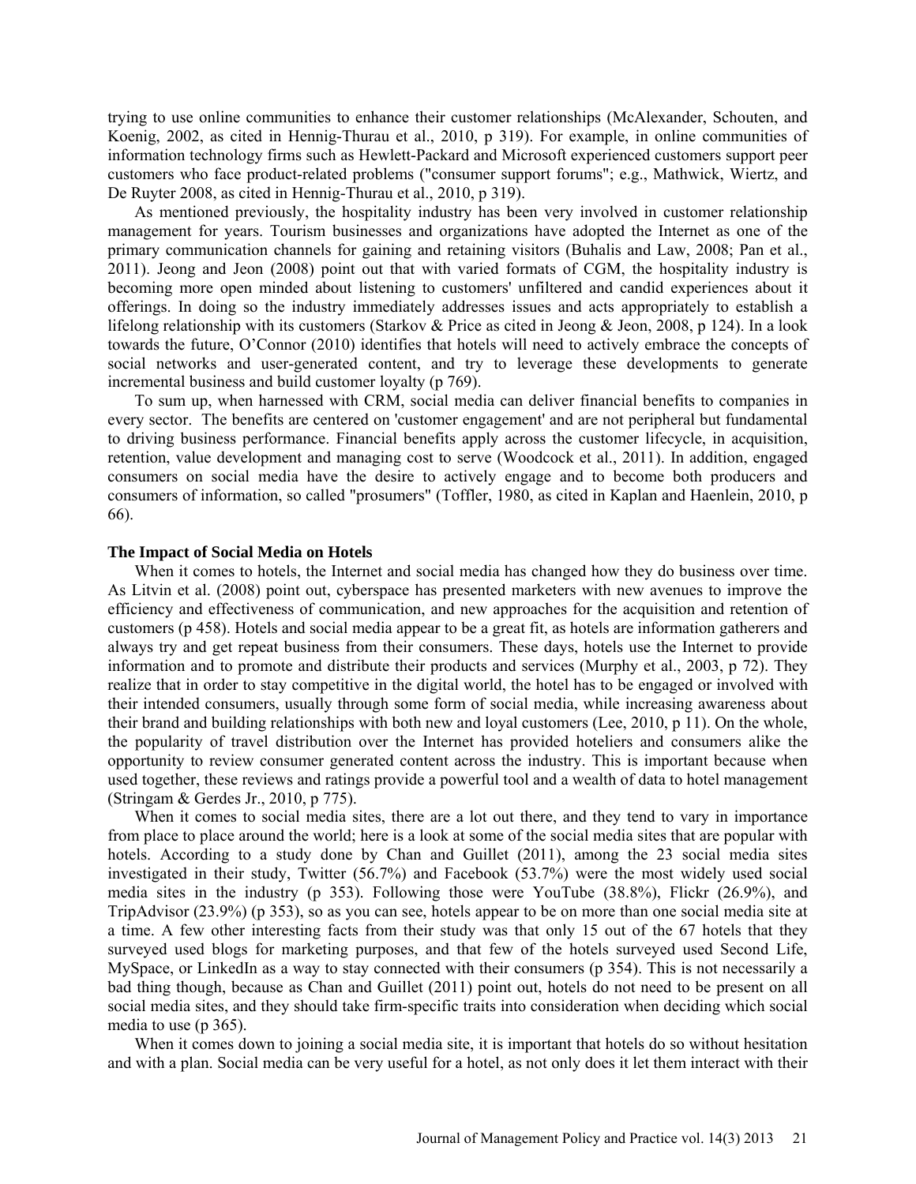trying to use online communities to enhance their customer relationships (McAlexander, Schouten, and Koenig, 2002, as cited in Hennig-Thurau et al., 2010, p 319). For example, in online communities of information technology firms such as Hewlett-Packard and Microsoft experienced customers support peer customers who face product-related problems ("consumer support forums"; e.g., Mathwick, Wiertz, and De Ruyter 2008, as cited in Hennig-Thurau et al., 2010, p 319).

As mentioned previously, the hospitality industry has been very involved in customer relationship management for years. Tourism businesses and organizations have adopted the Internet as one of the primary communication channels for gaining and retaining visitors (Buhalis and Law, 2008; Pan et al., 2011). Jeong and Jeon (2008) point out that with varied formats of CGM, the hospitality industry is becoming more open minded about listening to customers' unfiltered and candid experiences about it offerings. In doing so the industry immediately addresses issues and acts appropriately to establish a lifelong relationship with its customers (Starkov & Price as cited in Jeong & Jeon, 2008, p 124). In a look towards the future, O'Connor (2010) identifies that hotels will need to actively embrace the concepts of social networks and user-generated content, and try to leverage these developments to generate incremental business and build customer loyalty (p 769).

To sum up, when harnessed with CRM, social media can deliver financial benefits to companies in every sector. The benefits are centered on 'customer engagement' and are not peripheral but fundamental to driving business performance. Financial benefits apply across the customer lifecycle, in acquisition, retention, value development and managing cost to serve (Woodcock et al., 2011). In addition, engaged consumers on social media have the desire to actively engage and to become both producers and consumers of information, so called "prosumers" (Toffler, 1980, as cited in Kaplan and Haenlein, 2010, p 66).

**The Impact of Social Media on Hotels**

When it comes to hotels, the Internet and social media has changed how they do business over time. As Litvin et al. (2008) point out, cyberspace has presented marketers with new avenues to improve the efficiency and effectiveness of communication, and new approaches for the acquisition and retention of customers (p 458). Hotels and social media appear to be a great fit, as hotels are information gatherers and always try and get repeat business from their consumers. These days, hotels use the Internet to provide information and to promote and distribute their products and services (Murphy et al., 2003, p 72). They realize that in order to stay competitive in the digital world, the hotel has to be engaged or involved with their intended consumers, usually through some form of social media, while increasing awareness about their brand and building relationships with both new and loyal customers (Lee, 2010, p 11). On the whole, the popularity of travel distribution over the Internet has provided hoteliers and consumers alike the opportunity to review consumer generated content across the industry. This is important because when used together, these reviews and ratings provide a powerful tool and a wealth of data to hotel management (Stringam & Gerdes Jr., 2010, p 775).

When it comes to social media sites, there are a lot out there, and they tend to vary in importance from place to place around the world; here is a look at some of the social media sites that are popular with hotels. According to a study done by Chan and Guillet (2011), among the 23 social media sites investigated in their study, Twitter (56.7%) and Facebook (53.7%) were the most widely used social media sites in the industry (p 353). Following those were YouTube (38.8%), Flickr (26.9%), and TripAdvisor (23.9%) (p 353), so as you can see, hotels appear to be on more than one social media site at a time. A few other interesting facts from their study was that only 15 out of the 67 hotels that they surveyed used blogs for marketing purposes, and that few of the hotels surveyed used Second Life, MySpace, or LinkedIn as a way to stay connected with their consumers (p 354). This is not necessarily a bad thing though, because as Chan and Guillet (2011) point out, hotels do not need to be present on all social media sites, and they should take firm-specific traits into consideration when deciding which social media to use (p 365).

When it comes down to joining a social media site, it is important that hotels do so without hesitation and with a plan. Social media can be very useful for a hotel, as not only does it let them interact with their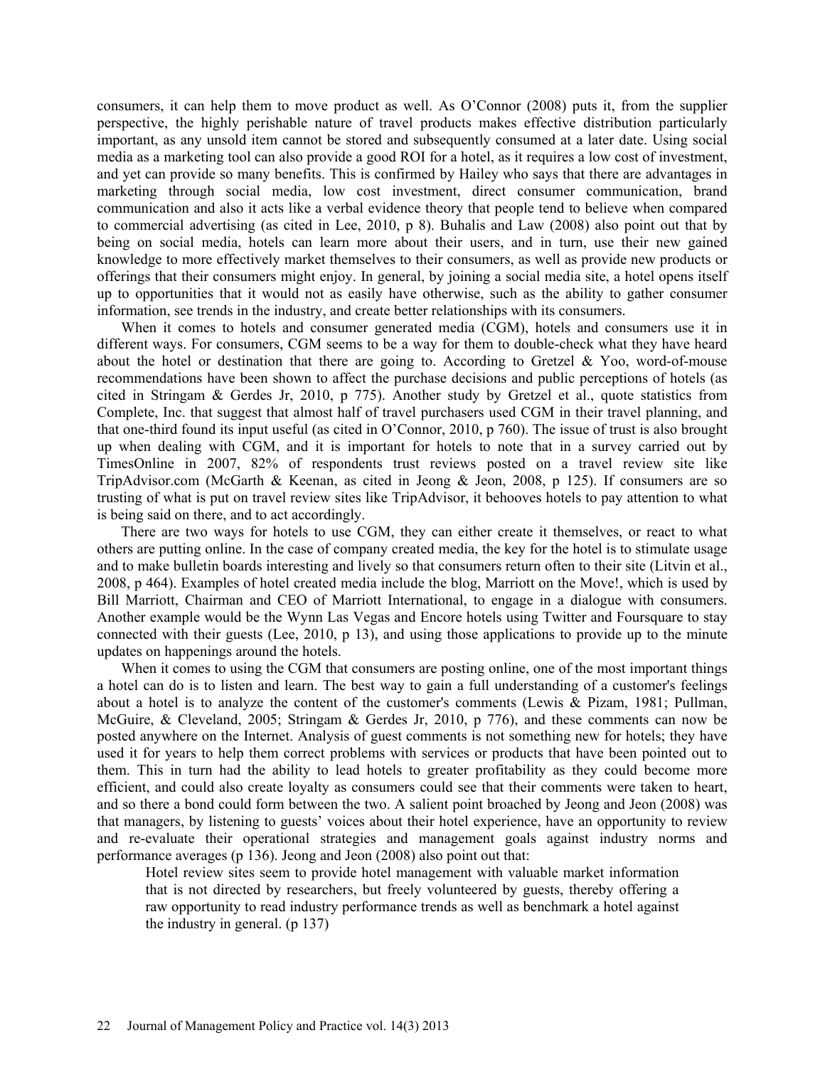consumers, it can help them to move product as well. As O'Connor (2008) puts it, from the supplier perspective, the highly perishable nature of travel products makes effective distribution particularly important, as any unsold item cannot be stored and subsequently consumed at a later date. Using social media as a marketing tool can also provide a good ROI for a hotel, as it requires a low cost of investment, and yet can provide so many benefits. This is confirmed by Hailey who says that there are advantages in marketing through social media, low cost investment, direct consumer communication, brand communication and also it acts like a verbal evidence theory that people tend to believe when compared to commercial advertising (as cited in Lee, 2010, p 8). Buhalis and Law (2008) also point out that by being on social media, hotels can learn more about their users, and in turn, use their new gained knowledge to more effectively market themselves to their consumers, as well as provide new products or offerings that their consumers might enjoy. In general, by joining a social media site, a hotel opens itself up to opportunities that it would not as easily have otherwise, such as the ability to gather consumer information, see trends in the industry, and create better relationships with its consumers.

When it comes to hotels and consumer generated media (CGM), hotels and consumers use it in different ways. For consumers, CGM seems to be a way for them to double-check what they have heard about the hotel or destination that there are going to. According to Gretzel & Yoo, word-of-mouse recommendations have been shown to affect the purchase decisions and public perceptions of hotels (as cited in Stringam & Gerdes Jr, 2010, p 775). Another study by Gretzel et al., quote statistics from Complete, Inc. that suggest that almost half of travel purchasers used CGM in their travel planning, and that one-third found its input useful (as cited in O'Connor, 2010, p 760). The issue of trust is also brought up when dealing with CGM, and it is important for hotels to note that in a survey carried out by TimesOnline in 2007, 82% of respondents trust reviews posted on a travel review site like TripAdvisor.com (McGarth & Keenan, as cited in Jeong & Jeon, 2008, p 125). If consumers are so trusting of what is put on travel review sites like TripAdvisor, it behooves hotels to pay attention to what is being said on there, and to act accordingly.

There are two ways for hotels to use CGM, they can either create it themselves, or react to what others are putting online. In the case of company created media, the key for the hotel is to stimulate usage and to make bulletin boards interesting and lively so that consumers return often to their site (Litvin et al., 2008, p 464). Examples of hotel created media include the blog, Marriott on the Move!, which is used by Bill Marriott, Chairman and CEO of Marriott International, to engage in a dialogue with consumers. Another example would be the Wynn Las Vegas and Encore hotels using Twitter and Foursquare to stay connected with their guests (Lee, 2010, p 13), and using those applications to provide up to the minute updates on happenings around the hotels.

When it comes to using the CGM that consumers are posting online, one of the most important things a hotel can do is to listen and learn. The best way to gain a full understanding of a customer's feelings about a hotel is to analyze the content of the customer's comments (Lewis & Pizam, 1981; Pullman, McGuire, & Cleveland, 2005; Stringam & Gerdes Jr, 2010, p 776), and these comments can now be posted anywhere on the Internet. Analysis of guest comments is not something new for hotels; they have used it for years to help them correct problems with services or products that have been pointed out to them. This in turn had the ability to lead hotels to greater profitability as they could become more efficient, and could also create loyalty as consumers could see that their comments were taken to heart, and so there a bond could form between the two. A salient point broached by Jeong and Jeon (2008) was that managers, by listening to guests' voices about their hotel experience, have an opportunity to review and re-evaluate their operational strategies and management goals against industry norms and performance averages (p 136). Jeong and Jeon (2008) also point out that:

> Hotel review sites seem to provide hotel management with valuable market information that is not directed by researchers, but freely volunteered by guests, thereby offering a raw opportunity to read industry performance trends as well as benchmark a hotel against the industry in general. (p 137)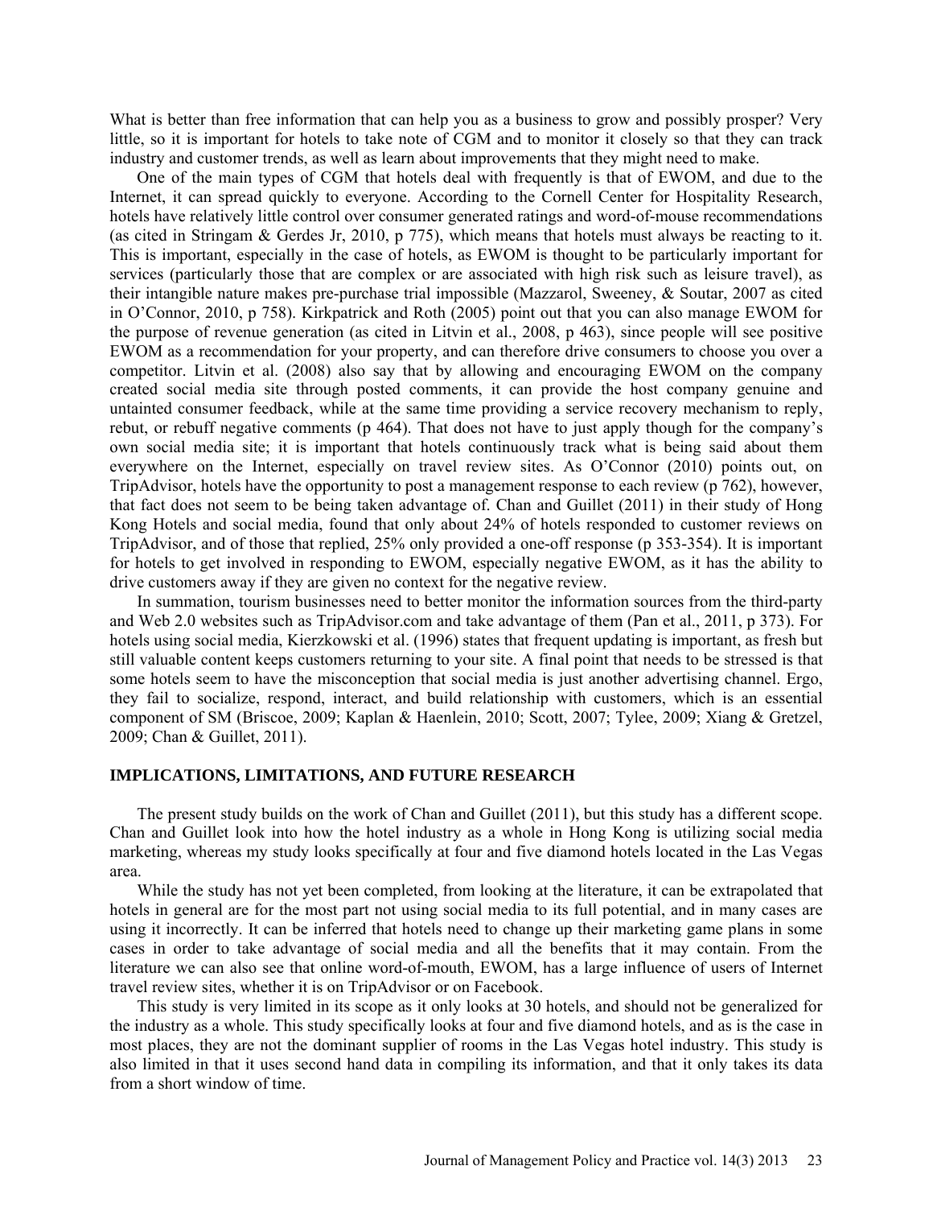What is better than free information that can help you as a business to grow and possibly prosper? Very little, so it is important for hotels to take note of CGM and to monitor it closely so that they can track industry and customer trends, as well as learn about improvements that they might need to make.

One of the main types of CGM that hotels deal with frequently is that of EWOM, and due to the Internet, it can spread quickly to everyone. According to the Cornell Center for Hospitality Research, hotels have relatively little control over consumer generated ratings and word-of-mouse recommendations (as cited in Stringam & Gerdes Jr, 2010, p 775), which means that hotels must always be reacting to it. This is important, especially in the case of hotels, as EWOM is thought to be particularly important for services (particularly those that are complex or are associated with high risk such as leisure travel), as their intangible nature makes pre-purchase trial impossible (Mazzarol, Sweeney, & Soutar, 2007 as cited in O'Connor, 2010, p 758). Kirkpatrick and Roth (2005) point out that you can also manage EWOM for the purpose of revenue generation (as cited in Litvin et al., 2008, p 463), since people will see positive EWOM as a recommendation for your property, and can therefore drive consumers to choose you over a competitor. Litvin et al. (2008) also say that by allowing and encouraging EWOM on the company created social media site through posted comments, it can provide the host company genuine and untainted consumer feedback, while at the same time providing a service recovery mechanism to reply, rebut, or rebuff negative comments (p 464). That does not have to just apply though for the company's own social media site; it is important that hotels continuously track what is being said about them everywhere on the Internet, especially on travel review sites. As O'Connor (2010) points out, on TripAdvisor, hotels have the opportunity to post a management response to each review (p 762), however, that fact does not seem to be being taken advantage of. Chan and Guillet (2011) in their study of Hong Kong Hotels and social media, found that only about 24% of hotels responded to customer reviews on TripAdvisor, and of those that replied, 25% only provided a one-off response (p 353-354). It is important for hotels to get involved in responding to EWOM, especially negative EWOM, as it has the ability to drive customers away if they are given no context for the negative review.

In summation, tourism businesses need to better monitor the information sources from the third-party and Web 2.0 websites such as TripAdvisor.com and take advantage of them (Pan et al., 2011, p 373). For hotels using social media, Kierzkowski et al. (1996) states that frequent updating is important, as fresh but still valuable content keeps customers returning to your site. A final point that needs to be stressed is that some hotels seem to have the misconception that social media is just another advertising channel. Ergo, they fail to socialize, respond, interact, and build relationship with customers, which is an essential component of SM (Briscoe, 2009; Kaplan & Haenlein, 2010; Scott, 2007; Tylee, 2009; Xiang & Gretzel, 2009; Chan & Guillet, 2011).

## IMPLICATIONS, LIMITATIONS, AND FUTURE RESEARCH

The present study builds on the work of Chan and Guillet (2011), but this study has a different scope. Chan and Guillet look into how the hotel industry as a whole in Hong Kong is utilizing social media marketing, whereas my study looks specifically at four and five diamond hotels located in the Las Vegas area.

While the study has not yet been completed, from looking at the literature, it can be extrapolated that hotels in general are for the most part not using social media to its full potential, and in many cases are using it incorrectly. It can be inferred that hotels need to change up their marketing game plans in some cases in order to take advantage of social media and all the benefits that it may contain. From the literature we can also see that online word-of-mouth, EWOM, has a large influence of users of Internet travel review sites, whether it is on TripAdvisor or on Facebook.

This study is very limited in its scope as it only looks at 30 hotels, and should not be generalized for the industry as a whole. This study specifically looks at four and five diamond hotels, and as is the case in most places, they are not the dominant supplier of rooms in the Las Vegas hotel industry. This study is also limited in that it uses second hand data in compiling its information, and that it only takes its data from a short window of time.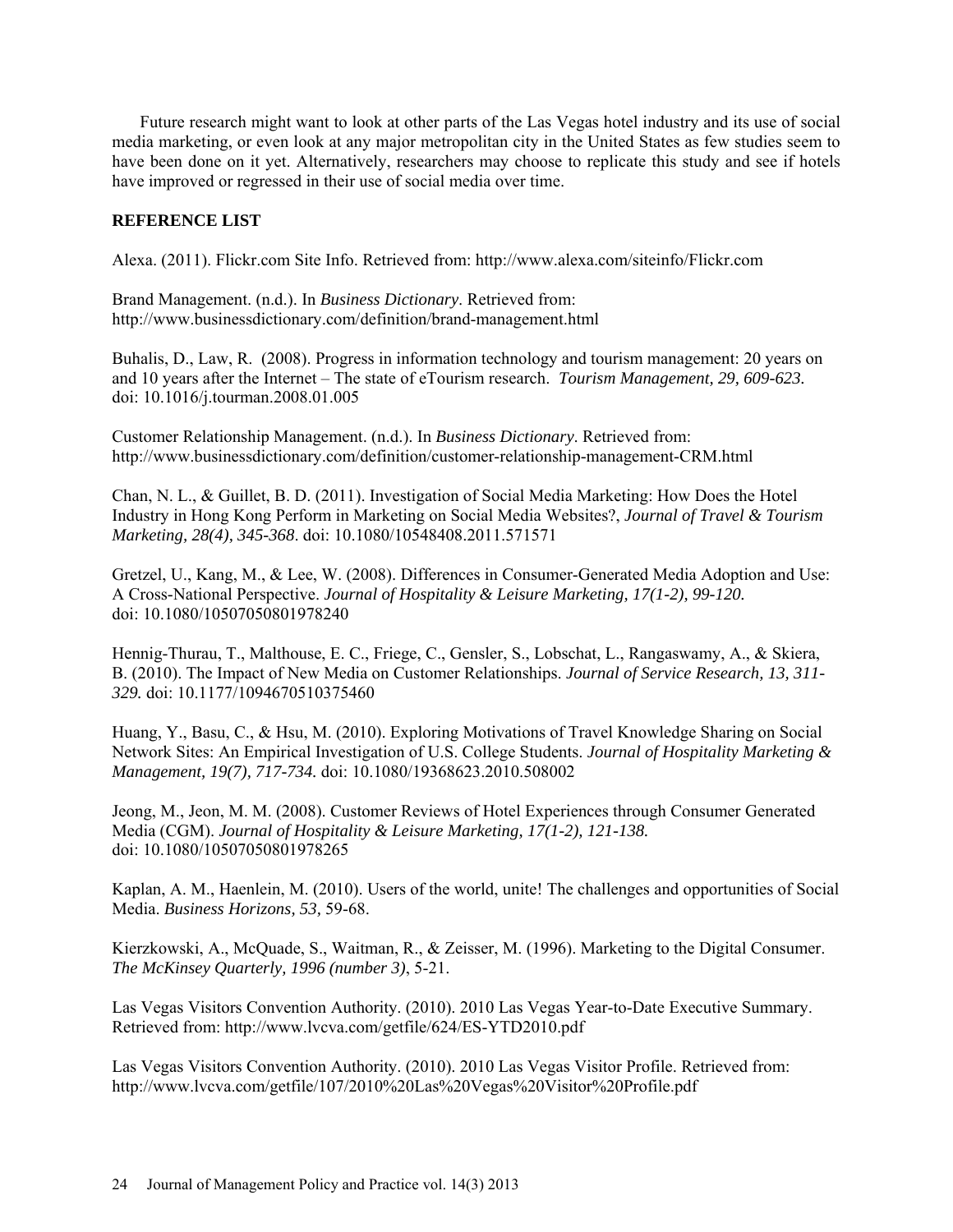Future research might want to look at other parts of the Las Vegas hotel industry and its use of social media marketing, or even look at any major metropolitan city in the United States as few studies seem to have been done on it yet. Alternatively, researchers may choose to replicate this study and see if hotels have improved or regressed in their use of social media over time.

## REFERENCE LIST

Alexa. (2011). Flickr.com Site Info. Retrieved from: http://www.alexa.com/siteinfo/Flickr.com

Brand Management. (n.d.). In *Business Dictionary*. Retrieved from: http://www.businessdictionary.com/definition/brand-management.html

Buhalis, D., Law, R. (2008). Progress in information technology and tourism management: 20 years on and 10 years after the Internet – The state of eTourism research. *Tourism Management, 29, 609-623.* doi: 10.1016/j.tourman.2008.01.005

Customer Relationship Management. (n.d.). In *Business Dictionary*. Retrieved from: http://www.businessdictionary.com/definition/customer-relationship-management-CRM.html

Chan, N. L., & Guillet, B. D. (2011). Investigation of Social Media Marketing: How Does the Hotel Industry in Hong Kong Perform in Marketing on Social Media Websites?, *Journal of Travel & Tourism Marketing, 28(4), 345-368*. doi: 10.1080/10548408.2011.571571

Gretzel, U., Kang, M., & Lee, W. (2008). Differences in Consumer-Generated Media Adoption and Use: A Cross-National Perspective. *Journal of Hospitality & Leisure Marketing, 17(1-2), 99-120.* doi: 10.1080/10507050801978240

Hennig-Thurau, T., Malthouse, E. C., Friege, C., Gensler, S., Lobschat, L., Rangaswamy, A., & Skiera, B. (2010). The Impact of New Media on Customer Relationships. *Journal of Service Research, 13, 311-329.* doi: 10.1177/1094670510375460

Huang, Y., Basu, C., & Hsu, M. (2010). Exploring Motivations of Travel Knowledge Sharing on Social Network Sites: An Empirical Investigation of U.S. College Students. *Journal of Hospitality Marketing & Management, 19(7), 717-734.* doi: 10.1080/19368623.2010.508002

Jeong, M., Jeon, M. M. (2008). Customer Reviews of Hotel Experiences through Consumer Generated Media (CGM). *Journal of Hospitality & Leisure Marketing, 17(1-2), 121-138.* doi: 10.1080/10507050801978265

Kaplan, A. M., Haenlein, M. (2010). Users of the world, unite! The challenges and opportunities of Social Media. *Business Horizons, 53,* 59-68.

Kierzkowski, A., McQuade, S., Waitman, R., & Zeisser, M. (1996). Marketing to the Digital Consumer. *The McKinsey Quarterly, 1996 (number 3)*, 5-21.

Las Vegas Visitors Convention Authority. (2010). 2010 Las Vegas Year-to-Date Executive Summary. Retrieved from: http://www.lvcva.com/getfile/624/ES-YTD2010.pdf

Las Vegas Visitors Convention Authority. (2010). 2010 Las Vegas Visitor Profile. Retrieved from: http://www.lvcva.com/getfile/107/2010%20Las%20Vegas%20Visitor%20Profile.pdf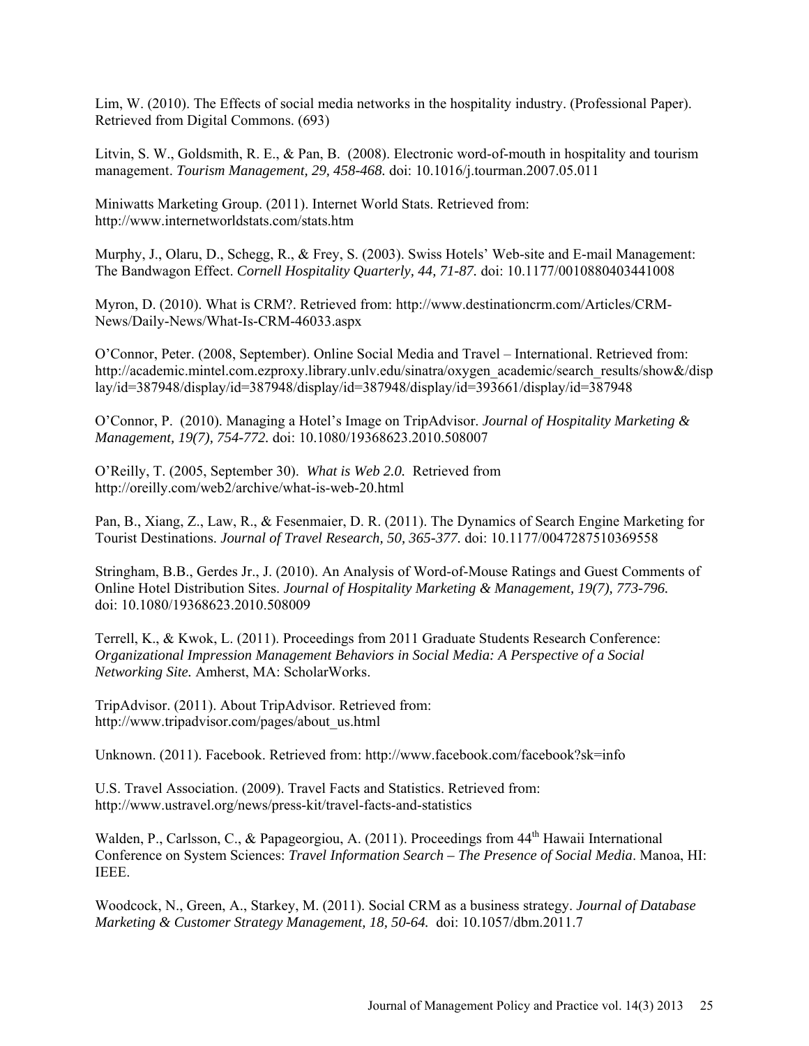Lim, W. (2010). The Effects of social media networks in the hospitality industry. (Professional Paper). Retrieved from Digital Commons. (693)

Litvin, S. W., Goldsmith, R. E., & Pan, B. (2008). Electronic word-of-mouth in hospitality and tourism management. *Tourism Management, 29, 458-468.* doi: 10.1016/j.tourman.2007.05.011

Miniwatts Marketing Group. (2011). Internet World Stats. Retrieved from: http://www.internetworldstats.com/stats.htm

Murphy, J., Olaru, D., Schegg, R., & Frey, S. (2003). Swiss Hotels' Web-site and E-mail Management: The Bandwagon Effect. *Cornell Hospitality Quarterly, 44, 71-87.* doi: 10.1177/0010880403441008

Myron, D. (2010). What is CRM?. Retrieved from: http://www.destinationcrm.com/Articles/CRM-News/Daily-News/What-Is-CRM-46033.aspx

O'Connor, Peter. (2008, September). Online Social Media and Travel – International. Retrieved from: http://academic.mintel.com.ezproxy.library.unlv.edu/sinatra/oxygen_academic/search_results/show&/display/id=387948/display/id=387948/display/id=387948/display/id=393661/display/id=387948

O'Connor, P. (2010). Managing a Hotel's Image on TripAdvisor. *Journal of Hospitality Marketing & Management, 19(7), 754-772.* doi: 10.1080/19368623.2010.508007

O'Reilly, T. (2005, September 30). *What is Web 2.0.* Retrieved from http://oreilly.com/web2/archive/what-is-web-20.html

Pan, B., Xiang, Z., Law, R., & Fesenmaier, D. R. (2011). The Dynamics of Search Engine Marketing for Tourist Destinations. *Journal of Travel Research, 50, 365-377.* doi: 10.1177/0047287510369558

Stringham, B.B., Gerdes Jr., J. (2010). An Analysis of Word-of-Mouse Ratings and Guest Comments of Online Hotel Distribution Sites. *Journal of Hospitality Marketing & Management, 19(7), 773-796.* doi: 10.1080/19368623.2010.508009

Terrell, K., & Kwok, L. (2011). Proceedings from 2011 Graduate Students Research Conference: *Organizational Impression Management Behaviors in Social Media: A Perspective of a Social Networking Site.* Amherst, MA: ScholarWorks.

TripAdvisor. (2011). About TripAdvisor. Retrieved from: http://www.tripadvisor.com/pages/about_us.html

Unknown. (2011). Facebook. Retrieved from: http://www.facebook.com/facebook?sk=info

U.S. Travel Association. (2009). Travel Facts and Statistics. Retrieved from: http://www.ustravel.org/news/press-kit/travel-facts-and-statistics

Walden, P., Carlsson, C., & Papageorgiou, A. (2011). Proceedings from 44th Hawaii International Conference on System Sciences: *Travel Information Search – The Presence of Social Media*. Manoa, HI: IEEE.

Woodcock, N., Green, A., Starkey, M. (2011). Social CRM as a business strategy. *Journal of Database Marketing & Customer Strategy Management, 18, 50-64.* doi: 10.1057/dbm.2011.7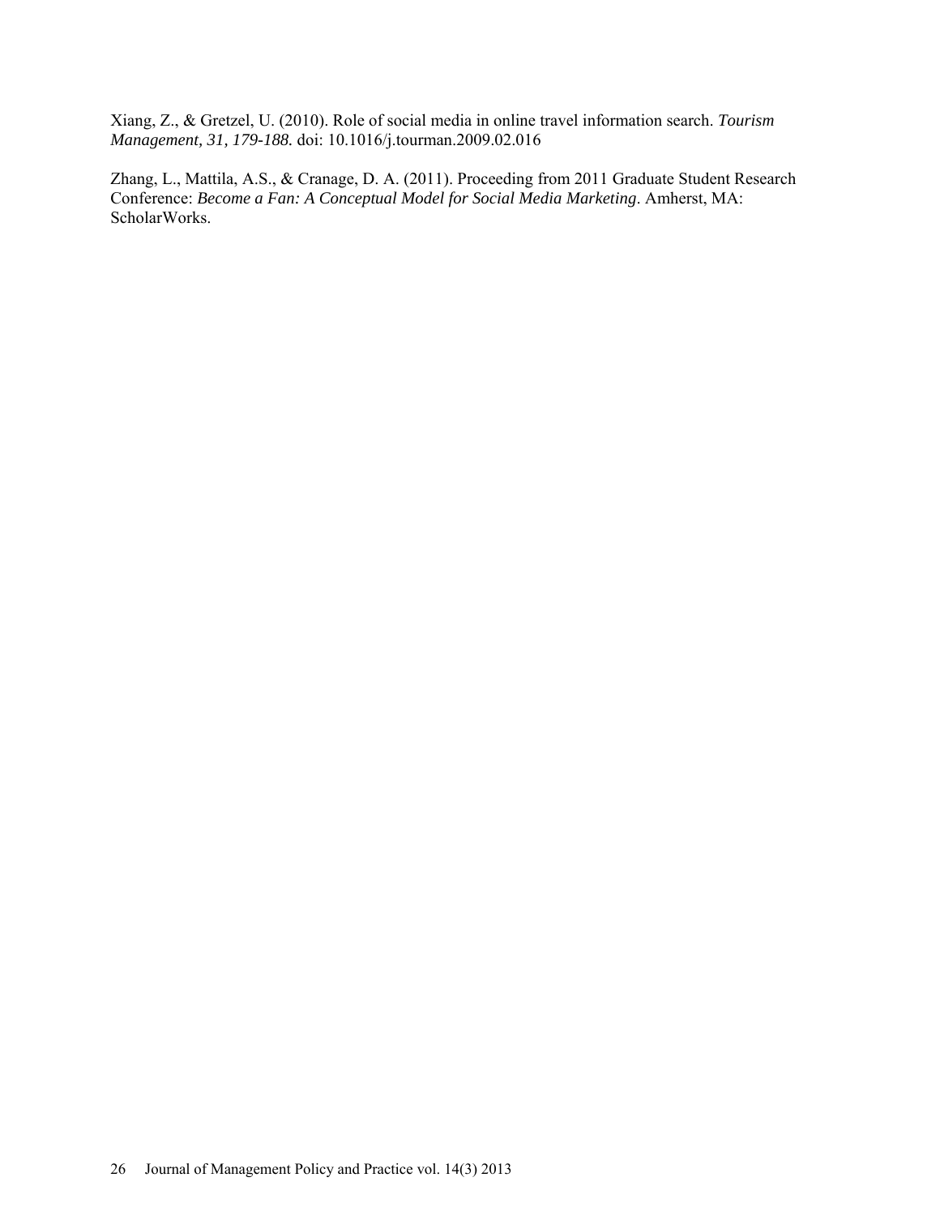Xiang, Z., & Gretzel, U. (2010). Role of social media in online travel information search. *Tourism Management, 31, 179-188.* doi: 10.1016/j.tourman.2009.02.016

Zhang, L., Mattila, A.S., & Cranage, D. A. (2011). Proceeding from 2011 Graduate Student Research Conference: *Become a Fan: A Conceptual Model for Social Media Marketing*. Amherst, MA: ScholarWorks.